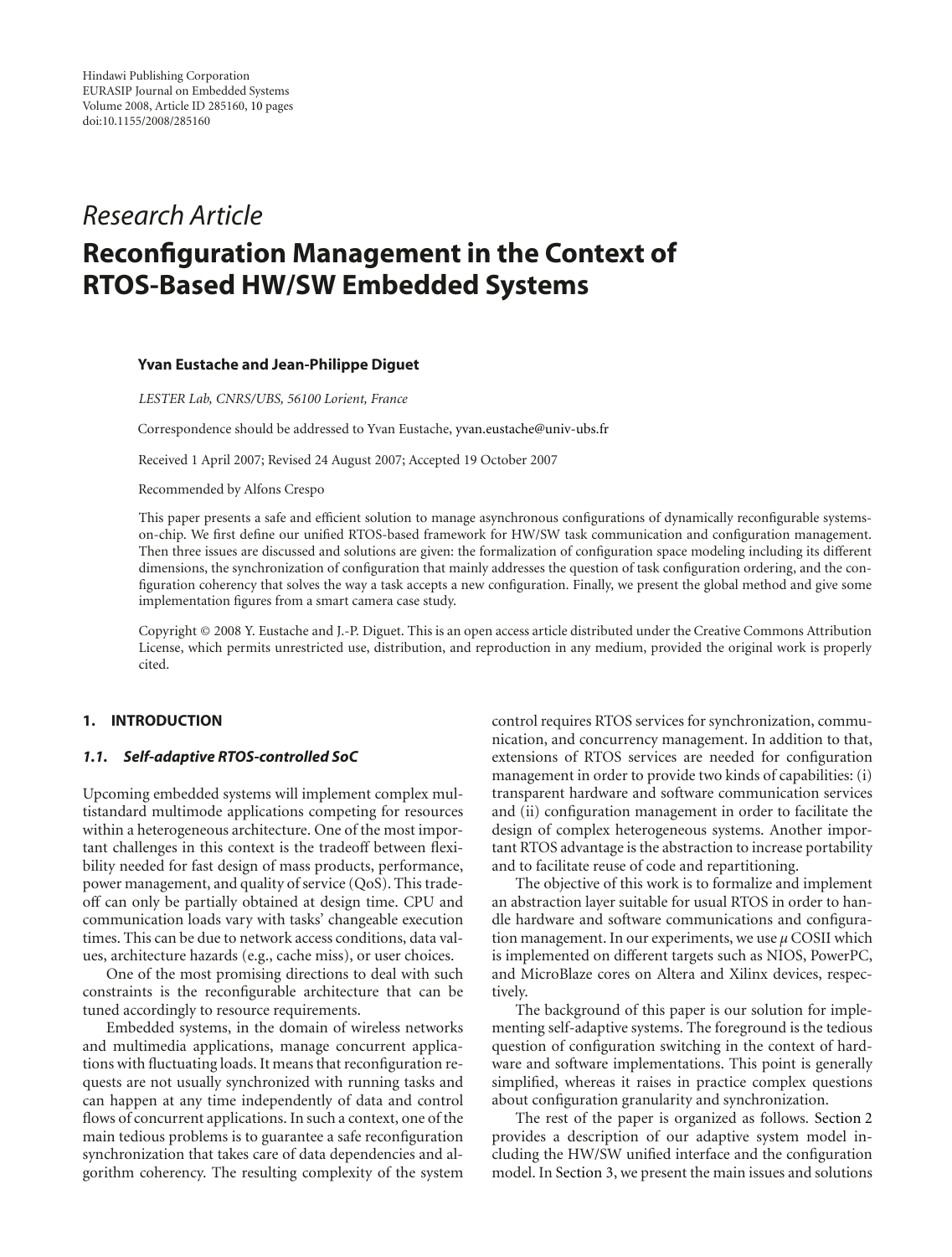Hindawi Publishing Corporation
EURASIP Journal on Embedded Systems
Volume 2008, Article ID 285160, 10 pages
doi:10.1155/2008/285160

*Research Article*

# Reconfiguration Management in the Context of RTOS-Based HW/SW Embedded Systems

**Yvan Eustache and Jean-Philippe Diguet**

*LESTER Lab, CNRS/UBS, 56100 Lorient, France*

Correspondence should be addressed to Yvan Eustache, yvan.eustache@univ-ubs.fr

Received 1 April 2007; Revised 24 August 2007; Accepted 19 October 2007

Recommended by Alfons Crespo

This paper presents a safe and efficient solution to manage asynchronous configurations of dynamically reconfigurable systems-on-chip. We first define our unified RTOS-based framework for HW/SW task communication and configuration management. Then three issues are discussed and solutions are given: the formalization of configuration space modeling including its different dimensions, the synchronization of configuration that mainly addresses the question of task configuration ordering, and the configuration coherency that solves the way a task accepts a new configuration. Finally, we present the global method and give some implementation figures from a smart camera case study.

Copyright © 2008 Y. Eustache and J.-P. Diguet. This is an open access article distributed under the Creative Commons Attribution License, which permits unrestricted use, distribution, and reproduction in any medium, provided the original work is properly cited.

## 1. INTRODUCTION

### 1.1. *Self-adaptive RTOS-controlled SoC*

Upcoming embedded systems will implement complex multistandard multimode applications competing for resources within a heterogeneous architecture. One of the most important challenges in this context is the tradeoff between flexibility needed for fast design of mass products, performance, power management, and quality of service (QoS). This tradeoff can only be partially obtained at design time. CPU and communication loads vary with tasks' changeable execution times. This can be due to network access conditions, data values, architecture hazards (e.g., cache miss), or user choices.

One of the most promising directions to deal with such constraints is the reconfigurable architecture that can be tuned accordingly to resource requirements.

Embedded systems, in the domain of wireless networks and multimedia applications, manage concurrent applications with fluctuating loads. It means that reconfiguration requests are not usually synchronized with running tasks and can happen at any time independently of data and control flows of concurrent applications. In such a context, one of the main tedious problems is to guarantee a safe reconfiguration synchronization that takes care of data dependencies and algorithm coherency. The resulting complexity of the system control requires RTOS services for synchronization, communication, and concurrency management. In addition to that, extensions of RTOS services are needed for configuration management in order to provide two kinds of capabilities: (i) transparent hardware and software communication services and (ii) configuration management in order to facilitate the design of complex heterogeneous systems. Another important RTOS advantage is the abstraction to increase portability and to facilitate reuse of code and repartitioning.

The objective of this work is to formalize and implement an abstraction layer suitable for usual RTOS in order to handle hardware and software communications and configuration management. In our experiments, we use $\mu$ COSII which is implemented on different targets such as NIOS, PowerPC, and MicroBlaze cores on Altera and Xilinx devices, respectively.

The background of this paper is our solution for implementing self-adaptive systems. The foreground is the tedious question of configuration switching in the context of hardware and software implementations. This point is generally simplified, whereas it raises in practice complex questions about configuration granularity and synchronization.

The rest of the paper is organized as follows. Section 2 provides a description of our adaptive system model including the HW/SW unified interface and the configuration model. In Section 3, we present the main issues and solutions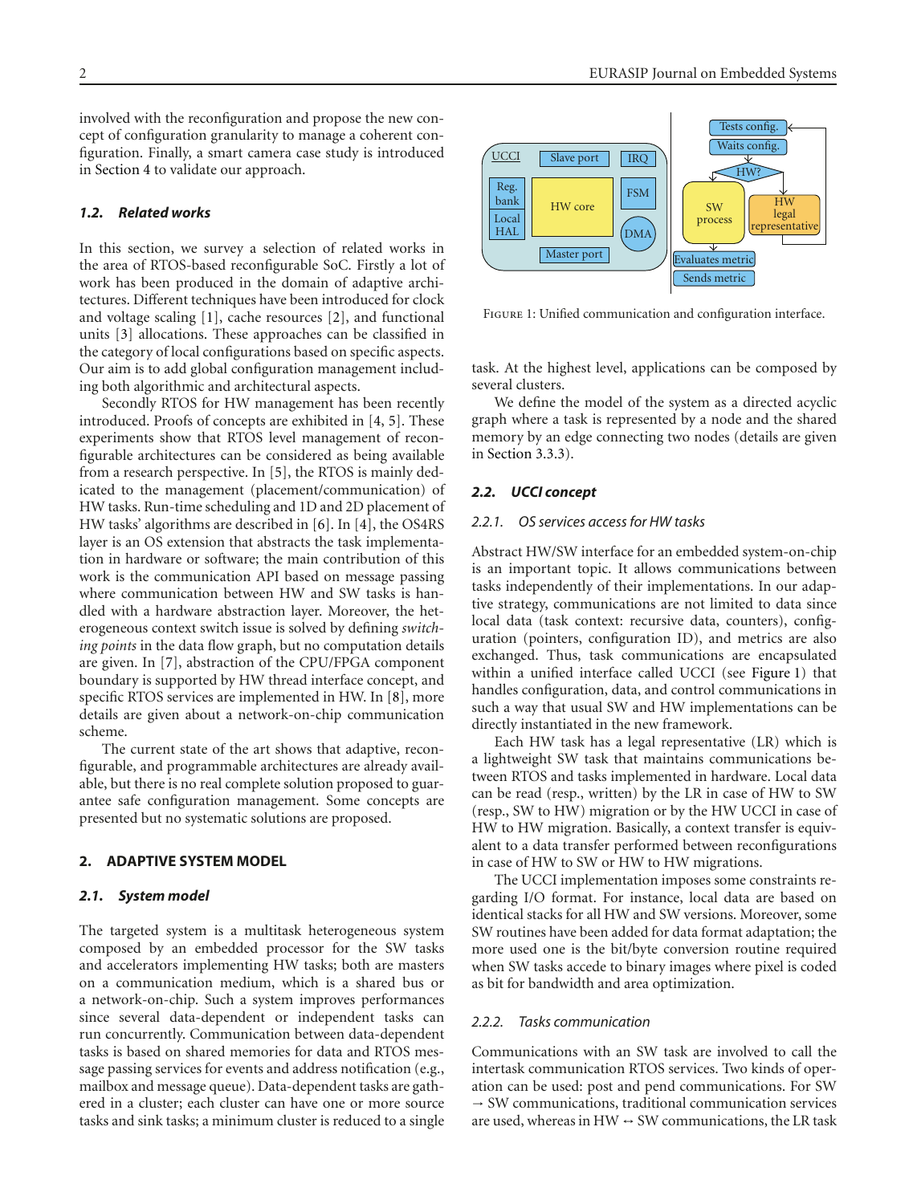involved with the reconfiguration and propose the new concept of configuration granularity to manage a coherent configuration. Finally, a smart camera case study is introduced in Section 4 to validate our approach.

### *1.2. Related works*

In this section, we survey a selection of related works in the area of RTOS-based reconfigurable SoC. Firstly a lot of work has been produced in the domain of adaptive architectures. Different techniques have been introduced for clock and voltage scaling [1], cache resources [2], and functional units [3] allocations. These approaches can be classified in the category of local configurations based on specific aspects. Our aim is to add global configuration management including both algorithmic and architectural aspects.

Secondly RTOS for HW management has been recently introduced. Proofs of concepts are exhibited in [4, 5]. These experiments show that RTOS level management of reconfigurable architectures can be considered as being available from a research perspective. In [5], the RTOS is mainly dedicated to the management (placement/communication) of HW tasks. Run-time scheduling and 1D and 2D placement of HW tasks' algorithms are described in [6]. In [4], the OS4RS layer is an OS extension that abstracts the task implementation in hardware or software; the main contribution of this work is the communication API based on message passing where communication between HW and SW tasks is handled with a hardware abstraction layer. Moreover, the heterogeneous context switch issue is solved by defining *switching points* in the data flow graph, but no computation details are given. In [7], abstraction of the CPU/FPGA component boundary is supported by HW thread interface concept, and specific RTOS services are implemented in HW. In [8], more details are given about a network-on-chip communication scheme.

The current state of the art shows that adaptive, reconfigurable, and programmable architectures are already available, but there is no real complete solution proposed to guarantee safe configuration management. Some concepts are presented but no systematic solutions are proposed.

## 2. ADAPTIVE SYSTEM MODEL

### *2.1. System model*

The targeted system is a multitask heterogeneous system composed by an embedded processor for the SW tasks and accelerators implementing HW tasks; both are masters on a communication medium, which is a shared bus or a network-on-chip. Such a system improves performances since several data-dependent or independent tasks can run concurrently. Communication between data-dependent tasks is based on shared memories for data and RTOS message passing services for events and address notification (e.g., mailbox and message queue). Data-dependent tasks are gathered in a cluster; each cluster can have one or more source tasks and sink tasks; a minimum cluster is reduced to a single task. At the highest level, applications can be composed by several clusters.

We define the model of the system as a directed acyclic graph where a task is represented by a node and the shared memory by an edge connecting two nodes (details are given in Section 3.3.3).

Figure 1: Unified communication and configuration interface.

### *2.2. UCCI concept*

#### *2.2.1. OS services access for HW tasks*

Abstract HW/SW interface for an embedded system-on-chip is an important topic. It allows communications between tasks independently of their implementations. In our adaptive strategy, communications are not limited to data since local data (task context: recursive data, counters), configuration (pointers, configuration ID), and metrics are also exchanged. Thus, task communications are encapsulated within a unified interface called UCCI (see Figure 1) that handles configuration, data, and control communications in such a way that usual SW and HW implementations can be directly instantiated in the new framework.

Each HW task has a legal representative (LR) which is a lightweight SW task that maintains communications between RTOS and tasks implemented in hardware. Local data can be read (resp., written) by the LR in case of HW to SW (resp., SW to HW) migration or by the HW UCCI in case of HW to HW migration. Basically, a context transfer is equivalent to a data transfer performed between reconfigurations in case of HW to SW or HW to HW migrations.

The UCCI implementation imposes some constraints regarding I/O format. For instance, local data are based on identical stacks for all HW and SW versions. Moreover, some SW routines have been added for data format adaptation; the more used one is the bit/byte conversion routine required when SW tasks accede to binary images where pixel is coded as bit for bandwidth and area optimization.

#### *2.2.2. Tasks communication*

Communications with an SW task are involved to call the intertask communication RTOS services. Two kinds of operation can be used: post and pend communications. For SW → SW communications, traditional communication services are used, whereas in HW ↔ SW communications, the LR task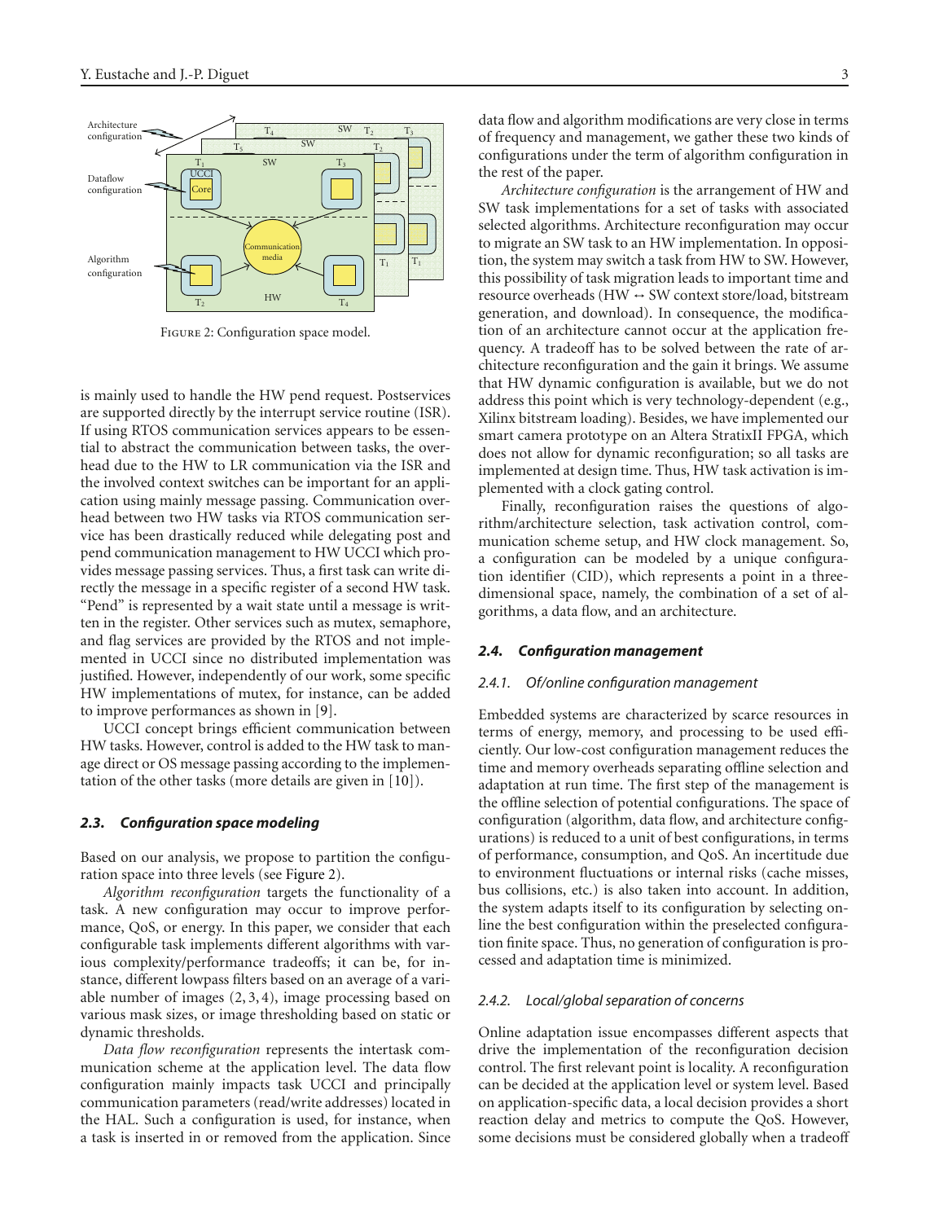Architecture configuration

Dataflow configuration

Algorithm configuration

$T_4$ SW $T_2$ $T_3$

$T_5$ SW $T_2$

$T_1$ SW $T_3$

UCCI

Core

Communication media

$T_1$ $T_1$

$T_2$ HW $T_4$

Figure 2: Configuration space model.

is mainly used to handle the HW pend request. Postservices are supported directly by the interrupt service routine (ISR). If using RTOS communication services appears to be essential to abstract the communication between tasks, the overhead due to the HW to LR communication via the ISR and the involved context switches can be important for an application using mainly message passing. Communication overhead between two HW tasks via RTOS communication service has been drastically reduced while delegating post and pend communication management to HW UCCI which provides message passing services. Thus, a first task can write directly the message in a specific register of a second HW task. "Pend" is represented by a wait state until a message is written in the register. Other services such as mutex, semaphore, and flag services are provided by the RTOS and not implemented in UCCI since no distributed implementation was justified. However, independently of our work, some specific HW implementations of mutex, for instance, can be added to improve performances as shown in [9].

UCCI concept brings efficient communication between HW tasks. However, control is added to the HW task to manage direct or OS message passing according to the implementation of the other tasks (more details are given in [10]).

### 2.3. Configuration space modeling

Based on our analysis, we propose to partition the configuration space into three levels (see Figure 2).

*Algorithm reconfiguration* targets the functionality of a task. A new configuration may occur to improve performance, QoS, or energy. In this paper, we consider that each configurable task implements different algorithms with various complexity/performance tradeoffs; it can be, for instance, different lowpass filters based on an average of a variable number of images (2, 3, 4), image processing based on various mask sizes, or image thresholding based on static or dynamic thresholds.

*Data flow reconfiguration* represents the intertask communication scheme at the application level. The data flow configuration mainly impacts task UCCI and principally communication parameters (read/write addresses) located in the HAL. Such a configuration is used, for instance, when a task is inserted in or removed from the application. Since data flow and algorithm modifications are very close in terms of frequency and management, we gather these two kinds of configurations under the term of algorithm configuration in the rest of the paper.

*Architecture configuration* is the arrangement of HW and SW task implementations for a set of tasks with associated selected algorithms. Architecture reconfiguration may occur to migrate an SW task to an HW implementation. In opposition, the system may switch a task from HW to SW. However, this possibility of task migration leads to important time and resource overheads (HW ↔ SW context store/load, bitstream generation, and download). In consequence, the modification of an architecture cannot occur at the application frequency. A tradeoff has to be solved between the rate of architecture reconfiguration and the gain it brings. We assume that HW dynamic configuration is available, but we do not address this point which is very technology-dependent (e.g., Xilinx bitstream loading). Besides, we have implemented our smart camera prototype on an Altera StratixII FPGA, which does not allow for dynamic reconfiguration; so all tasks are implemented at design time. Thus, HW task activation is implemented with a clock gating control.

Finally, reconfiguration raises the questions of algorithm/architecture selection, task activation control, communication scheme setup, and HW clock management. So, a configuration can be modeled by a unique configuration identifier (CID), which represents a point in a three-dimensional space, namely, the combination of a set of algorithms, a data flow, and an architecture.

### 2.4. Configuration management

#### 2.4.1. Of/online configuration management

Embedded systems are characterized by scarce resources in terms of energy, memory, and processing to be used efficiently. Our low-cost configuration management reduces the time and memory overheads separating offline selection and adaptation at run time. The first step of the management is the offline selection of potential configurations. The space of configuration (algorithm, data flow, and architecture configurations) is reduced to a unit of best configurations, in terms of performance, consumption, and QoS. An incertitude due to environment fluctuations or internal risks (cache misses, bus collisions, etc.) is also taken into account. In addition, the system adapts itself to its configuration by selecting online the best configuration within the preselected configuration finite space. Thus, no generation of configuration is processed and adaptation time is minimized.

#### 2.4.2. Local/global separation of concerns

Online adaptation issue encompasses different aspects that drive the implementation of the reconfiguration decision control. The first relevant point is locality. A reconfiguration can be decided at the application level or system level. Based on application-specific data, a local decision provides a short reaction delay and metrics to compute the QoS. However, some decisions must be considered globally when a tradeoff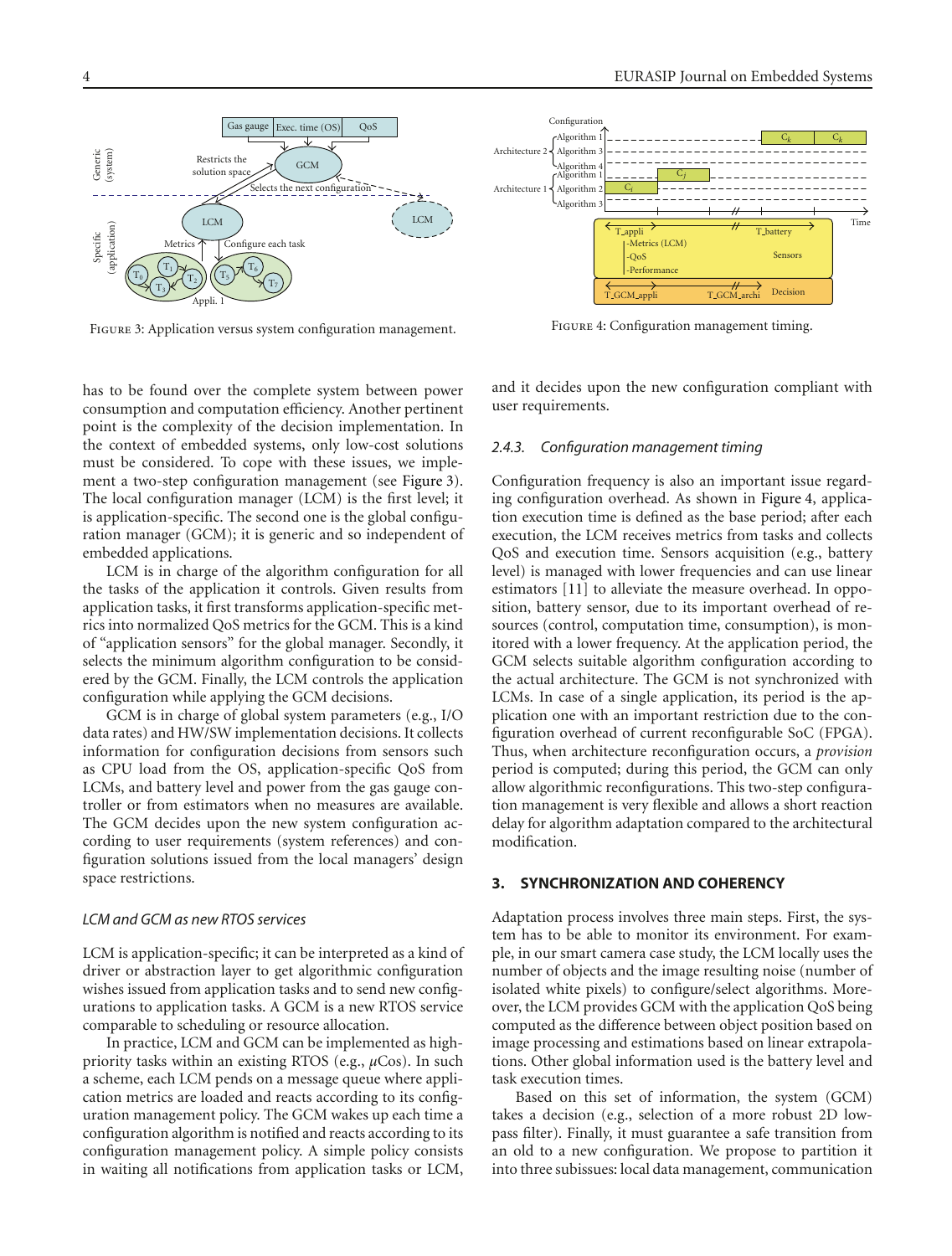FIGURE 3: Application versus system configuration management.

FIGURE 4: Configuration management timing.

has to be found over the complete system between power consumption and computation efficiency. Another pertinent point is the complexity of the decision implementation. In the context of embedded systems, only low-cost solutions must be considered. To cope with these issues, we implement a two-step configuration management (see Figure 3). The local configuration manager (LCM) is the first level; it is application-specific. The second one is the global configuration manager (GCM); it is generic and so independent of embedded applications.

LCM is in charge of the algorithm configuration for all the tasks of the application it controls. Given results from application tasks, it first transforms application-specific metrics into normalized QoS metrics for the GCM. This is a kind of "application sensors" for the global manager. Secondly, it selects the minimum algorithm configuration to be considered by the GCM. Finally, the LCM controls the application configuration while applying the GCM decisions.

GCM is in charge of global system parameters (e.g., I/O data rates) and HW/SW implementation decisions. It collects information for configuration decisions from sensors such as CPU load from the OS, application-specific QoS from LCMs, and battery level and power from the gas gauge controller or from estimators when no measures are available. The GCM decides upon the new system configuration according to user requirements (system references) and configuration solutions issued from the local managers' design space restrictions.

*LCM and GCM as new RTOS services*

LCM is application-specific; it can be interpreted as a kind of driver or abstraction layer to get algorithmic configuration wishes issued from application tasks and to send new configurations to application tasks. A GCM is a new RTOS service comparable to scheduling or resource allocation.

In practice, LCM and GCM can be implemented as high-priority tasks within an existing RTOS (e.g., $\mu$Cos). In such a scheme, each LCM pends on a message queue where application metrics are loaded and reacts according to its configuration management policy. The GCM wakes up each time a configuration algorithm is notified and reacts according to its configuration management policy. A simple policy consists in waiting all notifications from application tasks or LCM, and it decides upon the new configuration compliant with user requirements.

#### *2.4.3. Configuration management timing*

Configuration frequency is also an important issue regarding configuration overhead. As shown in Figure 4, application execution time is defined as the base period; after each execution, the LCM receives metrics from tasks and collects QoS and execution time. Sensors acquisition (e.g., battery level) is managed with lower frequencies and can use linear estimators [11] to alleviate the measure overhead. In opposition, battery sensor, due to its important overhead of resources (control, computation time, consumption), is monitored with a lower frequency. At the application period, the GCM selects suitable algorithm configuration according to the actual architecture. The GCM is not synchronized with LCMs. In case of a single application, its period is the application one with an important restriction due to the configuration overhead of current reconfigurable SoC (FPGA). Thus, when architecture reconfiguration occurs, a *provision* period is computed; during this period, the GCM can only allow algorithmic reconfigurations. This two-step configuration management is very flexible and allows a short reaction delay for algorithm adaptation compared to the architectural modification.

## 3. SYNCHRONIZATION AND COHERENCY

Adaptation process involves three main steps. First, the system has to be able to monitor its environment. For example, in our smart camera case study, the LCM locally uses the number of objects and the image resulting noise (number of isolated white pixels) to configure/select algorithms. Moreover, the LCM provides GCM with the application QoS being computed as the difference between object position based on image processing and estimations based on linear extrapolations. Other global information used is the battery level and task execution times.

Based on this set of information, the system (GCM) takes a decision (e.g., selection of a more robust 2D low-pass filter). Finally, it must guarantee a safe transition from an old to a new configuration. We propose to partition it into three subissues: local data management, communication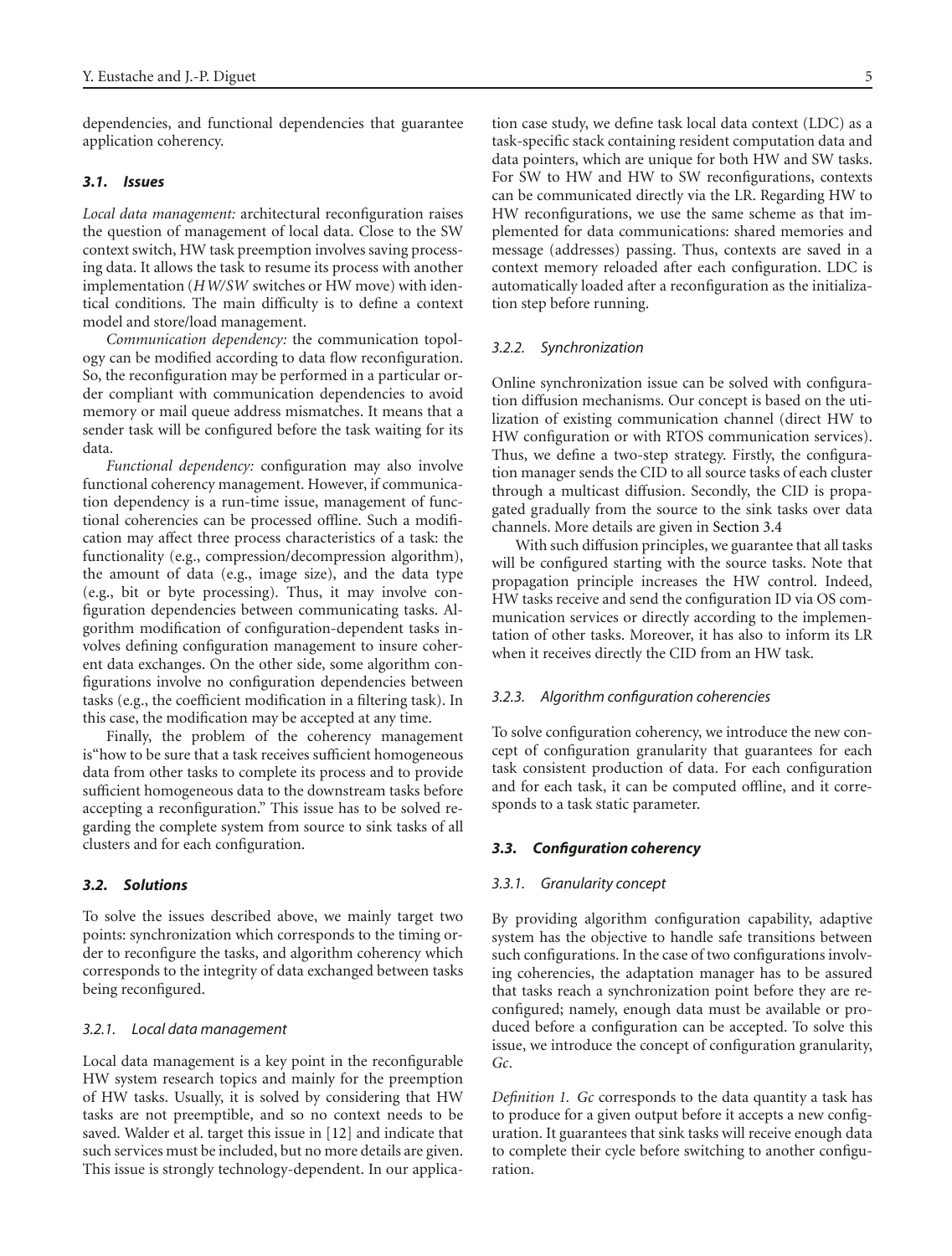dependencies, and functional dependencies that guarantee application coherency.

### 3.1. Issues

*Local data management:* architectural reconfiguration raises the question of management of local data. Close to the SW context switch, HW task preemption involves saving processing data. It allows the task to resume its process with another implementation (*HW/SW* switches or HW move) with identical conditions. The main difficulty is to define a context model and store/load management.

*Communication dependency:* the communication topology can be modified according to data flow reconfiguration. So, the reconfiguration may be performed in a particular order compliant with communication dependencies to avoid memory or mail queue address mismatches. It means that a sender task will be configured before the task waiting for its data.

*Functional dependency:* configuration may also involve functional coherency management. However, if communication dependency is a run-time issue, management of functional coherencies can be processed offline. Such a modification may affect three process characteristics of a task: the functionality (e.g., compression/decompression algorithm), the amount of data (e.g., image size), and the data type (e.g., bit or byte processing). Thus, it may involve configuration dependencies between communicating tasks. Algorithm modification of configuration-dependent tasks involves defining configuration management to insure coherent data exchanges. On the other side, some algorithm configurations involve no configuration dependencies between tasks (e.g., the coefficient modification in a filtering task). In this case, the modification may be accepted at any time.

Finally, the problem of the coherency management is"how to be sure that a task receives sufficient homogeneous data from other tasks to complete its process and to provide sufficient homogeneous data to the downstream tasks before accepting a reconfiguration." This issue has to be solved regarding the complete system from source to sink tasks of all clusters and for each configuration.

### 3.2. Solutions

To solve the issues described above, we mainly target two points: synchronization which corresponds to the timing order to reconfigure the tasks, and algorithm coherency which corresponds to the integrity of data exchanged between tasks being reconfigured.

#### 3.2.1. Local data management

Local data management is a key point in the reconfigurable HW system research topics and mainly for the preemption of HW tasks. Usually, it is solved by considering that HW tasks are not preemptible, and so no context needs to be saved. Walder et al. target this issue in [12] and indicate that such services must be included, but no more details are given. This issue is strongly technology-dependent. In our application case study, we define task local data context (LDC) as a task-specific stack containing resident computation data and data pointers, which are unique for both HW and SW tasks. For SW to HW and HW to SW reconfigurations, contexts can be communicated directly via the LR. Regarding HW to HW reconfigurations, we use the same scheme as that implemented for data communications: shared memories and message (addresses) passing. Thus, contexts are saved in a context memory reloaded after each configuration. LDC is automatically loaded after a reconfiguration as the initialization step before running.

#### 3.2.2. Synchronization

Online synchronization issue can be solved with configuration diffusion mechanisms. Our concept is based on the utilization of existing communication channel (direct HW to HW configuration or with RTOS communication services). Thus, we define a two-step strategy. Firstly, the configuration manager sends the CID to all source tasks of each cluster through a multicast diffusion. Secondly, the CID is propagated gradually from the source to the sink tasks over data channels. More details are given in Section 3.4

With such diffusion principles, we guarantee that all tasks will be configured starting with the source tasks. Note that propagation principle increases the HW control. Indeed, HW tasks receive and send the configuration ID via OS communication services or directly according to the implementation of other tasks. Moreover, it has also to inform its LR when it receives directly the CID from an HW task.

#### 3.2.3. Algorithm configuration coherencies

To solve configuration coherency, we introduce the new concept of configuration granularity that guarantees for each task consistent production of data. For each configuration and for each task, it can be computed offline, and it corresponds to a task static parameter.

### 3.3. Configuration coherency

#### 3.3.1. Granularity concept

By providing algorithm configuration capability, adaptive system has the objective to handle safe transitions between such configurations. In the case of two configurations involving coherencies, the adaptation manager has to be assured that tasks reach a synchronization point before they are reconfigured; namely, enough data must be available or produced before a configuration can be accepted. To solve this issue, we introduce the concept of configuration granularity, $Gc$.

*Definition 1.* $Gc$ corresponds to the data quantity a task has to produce for a given output before it accepts a new configuration. It guarantees that sink tasks will receive enough data to complete their cycle before switching to another configuration.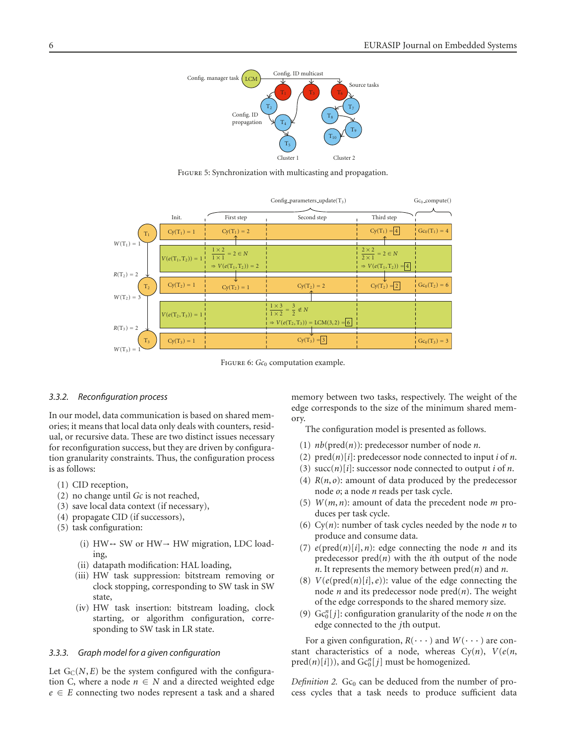Figure 5: Synchronization with multicasting and propagation.

Figure 6: $Gc_0$ computation example.

#### 3.3.2. Reconfiguration process

In our model, data communication is based on shared memories; it means that local data only deals with counters, residual, or recursive data. These are two distinct issues necessary for reconfiguration success, but they are driven by configuration granularity constraints. Thus, the configuration process is as follows:

(1) CID reception,
(2) no change until *Gc* is not reached,
(3) save local data context (if necessary),
(4) propagate CID (if successors),
(5) task configuration:

- (i) HW↔ SW or HW→ HW migration, LDC loading,
- (ii) datapath modification: HAL loading,
- (iii) HW task suppression: bitstream removing or clock stopping, corresponding to SW task in SW state,
- (iv) HW task insertion: bitstream loading, clock starting, or algorithm configuration, corresponding to SW task in LR state.

#### 3.3.3. Graph model for a given configuration

Let $G_C(N, E)$ be the system configured with the configuration C, where a node $n \in N$ and a directed weighted edge $e \in E$ connecting two nodes represent a task and a shared memory between two tasks, respectively. The weight of the edge corresponds to the size of the minimum shared memory.

The configuration model is presented as follows.

(1) $nb(\text{pred}(n))$: predecessor number of node $n$.
(2) $\text{pred}(n)[i]$: predecessor node connected to input $i$ of $n$.
(3) $\text{succ}(n)[i]$: successor node connected to output $i$ of $n$.
(4) $R(n, o)$: amount of data produced by the predecessor node $o$; a node $n$ reads per task cycle.
(5) $W(m, n)$: amount of data the precedent node $m$ produces per task cycle.
(6) $\text{Cy}(n)$: number of task cycles needed by the node $n$ to produce and consume data.
(7) $e(\text{pred}(n)[i], n)$: edge connecting the node $n$ and its predecessor $\text{pred}(n)$ with the $i$th output of the node $n$. It represents the memory between $\text{pred}(n)$ and $n$.
(8) $V(e(\text{pred}(n)[i], e))$: value of the edge connecting the node $n$ and its predecessor node $\text{pred}(n)$. The weight of the edge corresponds to the shared memory size.
(9) $\text{Gc}_0^n[j]$: configuration granularity of the node $n$ on the edge connected to the $j$th output.

For a given configuration, $R(\cdots)$ and $W(\cdots)$ are constant characteristics of a node, whereas $\text{Cy}(n)$, $V(e(n, \text{pred}(n)[i]))$, and $\text{Gc}_0^n[j]$ must be homogenized.

*Definition 2.* $\text{Gc}_0$ can be deduced from the number of process cycles that a task needs to produce sufficient data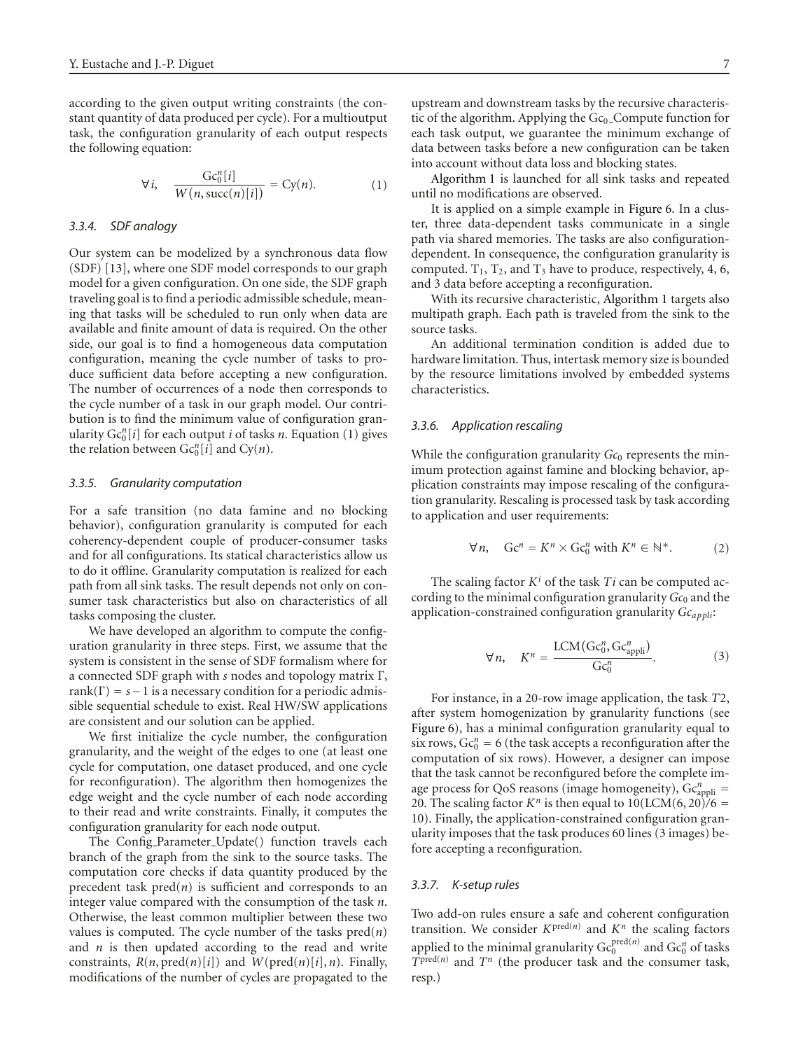according to the given output writing constraints (the constant quantity of data produced per cycle). For a multioutput task, the configuration granularity of each output respects the following equation:

$$\forall i, \quad \frac{\mathrm{Gc}_0^n[i]}{W(n, \mathrm{succ}(n)[i])} = \mathrm{Cy}(n). \tag{1}$$

#### 3.3.4. SDF analogy

Our system can be modelized by a synchronous data flow (SDF) [13], where one SDF model corresponds to our graph model for a given configuration. On one side, the SDF graph traveling goal is to find a periodic admissible schedule, meaning that tasks will be scheduled to run only when data are available and finite amount of data is required. On the other side, our goal is to find a homogeneous data computation configuration, meaning the cycle number of tasks to produce sufficient data before accepting a new configuration. The number of occurrences of a node then corresponds to the cycle number of a task in our graph model. Our contribution is to find the minimum value of configuration granularity $\mathrm{Gc}_0^n[i]$ for each output $i$ of tasks $n$. Equation (1) gives the relation between $\mathrm{Gc}_0^n[i]$ and $\mathrm{Cy}(n)$.

#### 3.3.5. Granularity computation

For a safe transition (no data famine and no blocking behavior), configuration granularity is computed for each coherency-dependent couple of producer-consumer tasks and for all configurations. Its statical characteristics allow us to do it offline. Granularity computation is realized for each path from all sink tasks. The result depends not only on consumer task characteristics but also on characteristics of all tasks composing the cluster.

We have developed an algorithm to compute the configuration granularity in three steps. First, we assume that the system is consistent in the sense of SDF formalism where for a connected SDF graph with $s$ nodes and topology matrix $\Gamma$, $\mathrm{rank}(\Gamma) = s - 1$ is a necessary condition for a periodic admissible sequential schedule to exist. Real HW/SW applications are consistent and our solution can be applied.

We first initialize the cycle number, the configuration granularity, and the weight of the edges to one (at least one cycle for computation, one dataset produced, and one cycle for reconfiguration). The algorithm then homogenizes the edge weight and the cycle number of each node according to their read and write constraints. Finally, it computes the configuration granularity for each node output.

The Config_Parameter_Update() function travels each branch of the graph from the sink to the source tasks. The computation core checks if data quantity produced by the precedent task $\mathrm{pred}(n)$ is sufficient and corresponds to an integer value compared with the consumption of the task $n$. Otherwise, the least common multiplier between these two values is computed. The cycle number of the tasks $\mathrm{pred}(n)$ and $n$ is then updated according to the read and write constraints, $R(n, \mathrm{pred}(n)[i])$ and $W(\mathrm{pred}(n)[i], n)$. Finally, modifications of the number of cycles are propagated to the upstream and downstream tasks by the recursive characteristic of the algorithm. Applying the $\mathrm{Gc}_0$_Compute function for each task output, we guarantee the minimum exchange of data between tasks before a new configuration can be taken into account without data loss and blocking states.

Algorithm 1 is launched for all sink tasks and repeated until no modifications are observed.

It is applied on a simple example in Figure 6. In a cluster, three data-dependent tasks communicate in a single path via shared memories. The tasks are also configuration-dependent. In consequence, the configuration granularity is computed. $\mathrm{T}_1$, $\mathrm{T}_2$, and $\mathrm{T}_3$ have to produce, respectively, 4, 6, and 3 data before accepting a reconfiguration.

With its recursive characteristic, Algorithm 1 targets also multipath graph. Each path is traveled from the sink to the source tasks.

An additional termination condition is added due to hardware limitation. Thus, intertask memory size is bounded by the resource limitations involved by embedded systems characteristics.

#### 3.3.6. Application rescaling

While the configuration granularity $Gc_0$ represents the minimum protection against famine and blocking behavior, application constraints may impose rescaling of the configuration granularity. Rescaling is processed task by task according to application and user requirements:

$$\forall n, \quad \mathrm{Gc}^n = K^n \times \mathrm{Gc}_0^n \text{ with } K^n \in \mathbb{N}^*. \tag{2}$$

The scaling factor $K^i$ of the task $Ti$ can be computed according to the minimal configuration granularity $Gc_0$ and the application-constrained configuration granularity $Gc_{appli}$:

$$\forall n, \quad K^n = \frac{\mathrm{LCM}\left(\mathrm{Gc}_0^n, \mathrm{Gc}_{\mathrm{appli}}^n\right)}{\mathrm{Gc}_0^n}. \tag{3}$$

For instance, in a 20-row image application, the task $T2$, after system homogenization by granularity functions (see Figure 6), has a minimal configuration granularity equal to six rows, $\mathrm{Gc}_0^n = 6$ (the task accepts a reconfiguration after the computation of six rows). However, a designer can impose that the task cannot be reconfigured before the complete image process for QoS reasons (image homogeneity), $\mathrm{Gc}_{\mathrm{appli}}^n = 20$. The scaling factor $K^n$ is then equal to $10(\mathrm{LCM}(6, 20)/6 = 10)$. Finally, the application-constrained configuration granularity imposes that the task produces 60 lines (3 images) before accepting a reconfiguration.

#### 3.3.7. K-setup rules

Two add-on rules ensure a safe and coherent configuration transition. We consider $K^{\mathrm{pred}(n)}$ and $K^n$ the scaling factors applied to the minimal granularity $\mathrm{Gc}_0^{\mathrm{pred}(n)}$ and $\mathrm{Gc}_0^n$ of tasks $T^{\mathrm{pred}(n)}$ and $T^n$ (the producer task and the consumer task, resp.)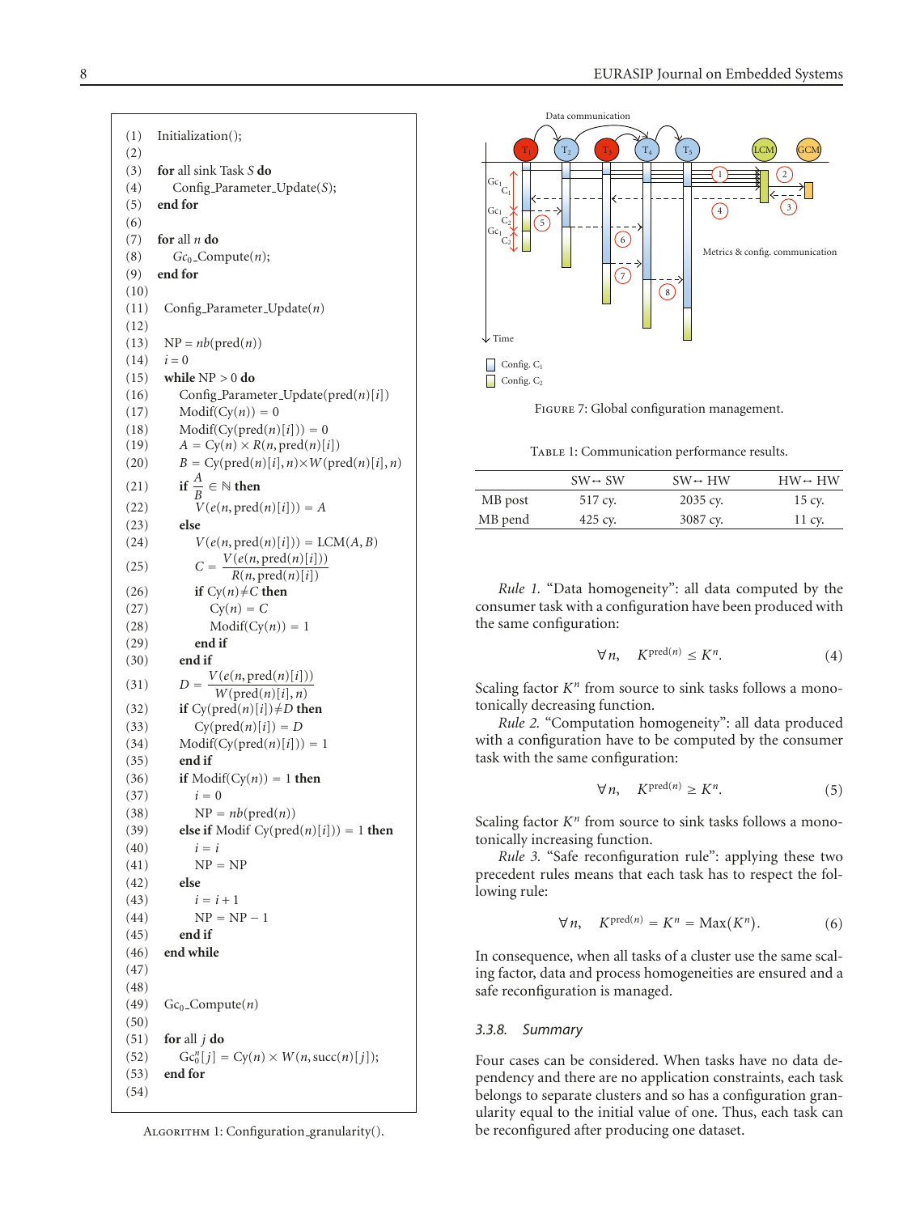```
(1)  Initialization();
(2)
(3)  for all sink Task S do
(4)      Config_Parameter_Update(S);
(5)  end for
(6)
(7)  for all n do
(8)      Gc0_Compute(n);
(9)  end for
(10)
(11)  Config_Parameter_Update(n)
(12)
(13)  NP = nb(pred(n))
(14)  i = 0
(15)  while NP > 0 do
(16)      Config_Parameter_Update(pred(n)[i])
(17)      Modif(Cy(n)) = 0
(18)      Modif(Cy(pred(n)[i])) = 0
(19)      A = Cy(n) × R(n, pred(n)[i])
(20)      B = Cy(pred(n)[i], n)×W(pred(n)[i], n)
(21)      if A/B ∈ ℕ then
(22)          V(e(n, pred(n)[i])) = A
(23)      else
(24)          V(e(n, pred(n)[i])) = LCM(A, B)
(25)          C = V(e(n, pred(n)[i])) / R(n, pred(n)[i])
(26)          if Cy(n)≠C then
(27)              Cy(n) = C
(28)              Modif(Cy(n)) = 1
(29)          end if
(30)      end if
(31)      D = V(e(n, pred(n)[i])) / W(pred(n)[i], n)
(32)      if Cy(pred(n)[i])≠D then
(33)          Cy(pred(n)[i]) = D
(34)      Modif(Cy(pred(n)[i])) = 1
(35)      end if
(36)      if Modif(Cy(n)) = 1 then
(37)          i = 0
(38)          NP = nb(pred(n))
(39)      else if Modif Cy(pred(n)[i])) = 1 then
(40)          i = i
(41)          NP = NP
(42)      else
(43)          i = i + 1
(44)          NP = NP − 1
(45)      end if
(46)  end while
(47)
(48)
(49)  Gc0_Compute(n)
(50)
(51)  for all j do
(52)      Gc0^n[j] = Cy(n) × W(n, succ(n)[j]);
(53)  end for
(54)
```

Algorithm 1: Configuration_granularity().

Figure 7: Global configuration management.

Table 1: Communication performance results.

| | SW↔ SW | SW↔ HW | HW↔ HW |
|---|---|---|---|
| MB post | 517 cy. | 2035 cy. | 15 cy. |
| MB pend | 425 cy. | 3087 cy. | 11 cy. |

*Rule 1.* "Data homogeneity": all data computed by the consumer task with a configuration have been produced with the same configuration:

$$\forall n, \quad K^{\text{pred}(n)} \leq K^n. \tag{4}$$

Scaling factor $K^n$ from source to sink tasks follows a monotonically decreasing function.

*Rule 2.* "Computation homogeneity": all data produced with a configuration have to be computed by the consumer task with the same configuration:

$$\forall n, \quad K^{\text{pred}(n)} \geq K^n. \tag{5}$$

Scaling factor $K^n$ from source to sink tasks follows a monotonically increasing function.

*Rule 3.* "Safe reconfiguration rule": applying these two precedent rules means that each task has to respect the following rule:

$$\forall n, \quad K^{\text{pred}(n)} = K^n = \text{Max}(K^n). \tag{6}$$

In consequence, when all tasks of a cluster use the same scaling factor, data and process homogeneities are ensured and a safe reconfiguration is managed.

#### 3.3.8. Summary

Four cases can be considered. When tasks have no data dependency and there are no application constraints, each task belongs to separate clusters and so has a configuration granularity equal to the initial value of one. Thus, each task can be reconfigured after producing one dataset.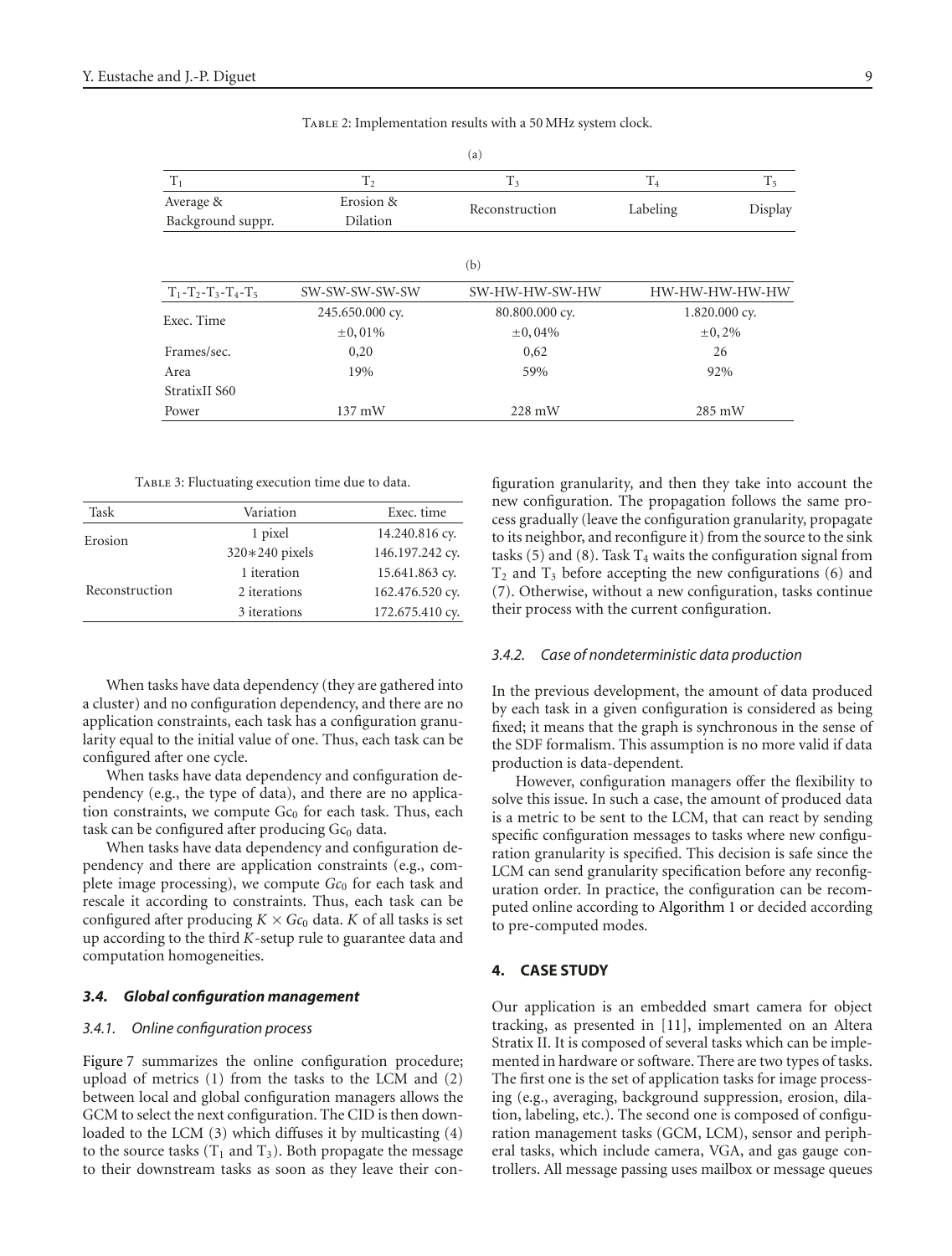Table 2: Implementation results with a 50 MHz system clock.

(a)

| $T_1$ | $T_2$ | $T_3$ | $T_4$ | $T_5$ |
|---|---|---|---|---|
| Average & Background suppr. | Erosion & Dilation | Reconstruction | Labeling | Display |

(b)

| $T_1$-$T_2$-$T_3$-$T_4$-$T_5$ | SW-SW-SW-SW-SW | SW-HW-HW-SW-HW | HW-HW-HW-HW-HW |
|---|---|---|---|
| Exec. Time | 245.650.000 cy. $\pm 0,01\%$ | 80.800.000 cy. $\pm 0,04\%$ | 1.820.000 cy. $\pm 0,2\%$ |
| Frames/sec. | 0,20 | 0,62 | 26 |
| Area StratixII S60 | 19% | 59% | 92% |
| Power | 137 mW | 228 mW | 285 mW |

Table 3: Fluctuating execution time due to data.

| Task | Variation | Exec. time |
|---|---|---|
| Erosion | 1 pixel | 14.240.816 cy. |
| | 320*240 pixels | 146.197.242 cy. |
| Reconstruction | 1 iteration | 15.641.863 cy. |
| | 2 iterations | 162.476.520 cy. |
| | 3 iterations | 172.675.410 cy. |

When tasks have data dependency (they are gathered into a cluster) and no configuration dependency, and there are no application constraints, each task has a configuration granularity equal to the initial value of one. Thus, each task can be configured after one cycle.

When tasks have data dependency and configuration dependency (e.g., the type of data), and there are no application constraints, we compute $Gc_0$ for each task. Thus, each task can be configured after producing $Gc_0$ data.

When tasks have data dependency and configuration dependency and there are application constraints (e.g., complete image processing), we compute $Gc_0$ for each task and rescale it according to constraints. Thus, each task can be configured after producing $K \times Gc_0$ data. $K$ of all tasks is set up according to the third $K$-setup rule to guarantee data and computation homogeneities.

### 3.4. Global configuration management

#### 3.4.1. Online configuration process

Figure 7 summarizes the online configuration procedure; upload of metrics (1) from the tasks to the LCM and (2) between local and global configuration managers allows the GCM to select the next configuration. The CID is then downloaded to the LCM (3) which diffuses it by multicasting (4) to the source tasks ($T_1$ and $T_3$). Both propagate the message to their downstream tasks as soon as they leave their configuration granularity, and then they take into account the new configuration. The propagation follows the same process gradually (leave the configuration granularity, propagate to its neighbor, and reconfigure it) from the source to the sink tasks (5) and (8). Task $T_4$ waits the configuration signal from $T_2$ and $T_3$ before accepting the new configurations (6) and (7). Otherwise, without a new configuration, tasks continue their process with the current configuration.

#### 3.4.2. Case of nondeterministic data production

In the previous development, the amount of data produced by each task in a given configuration is considered as being fixed; it means that the graph is synchronous in the sense of the SDF formalism. This assumption is no more valid if data production is data-dependent.

However, configuration managers offer the flexibility to solve this issue. In such a case, the amount of produced data is a metric to be sent to the LCM, that can react by sending specific configuration messages to tasks where new configuration granularity is specified. This decision is safe since the LCM can send granularity specification before any reconfiguration order. In practice, the configuration can be recomputed online according to Algorithm 1 or decided according to pre-computed modes.

## 4. CASE STUDY

Our application is an embedded smart camera for object tracking, as presented in [11], implemented on an Altera Stratix II. It is composed of several tasks which can be implemented in hardware or software. There are two types of tasks. The first one is the set of application tasks for image processing (e.g., averaging, background suppression, erosion, dilation, labeling, etc.). The second one is composed of configuration management tasks (GCM, LCM), sensor and peripheral tasks, which include camera, VGA, and gas gauge controllers. All message passing uses mailbox or message queues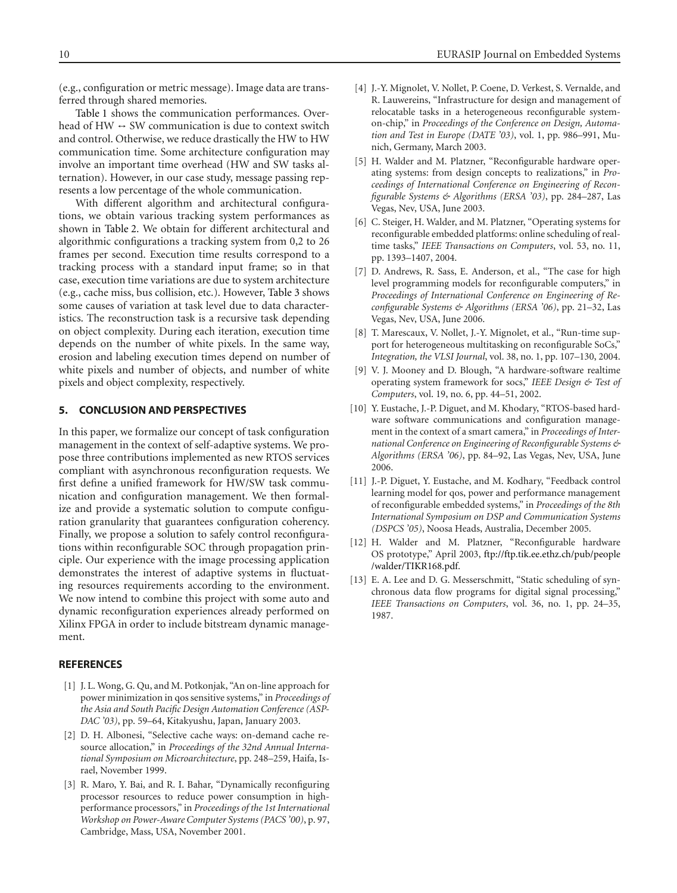(e.g., configuration or metric message). Image data are transferred through shared memories.

Table 1 shows the communication performances. Overhead of HW ↔ SW communication is due to context switch and control. Otherwise, we reduce drastically the HW to HW communication time. Some architecture configuration may involve an important time overhead (HW and SW tasks alternation). However, in our case study, message passing represents a low percentage of the whole communication.

With different algorithm and architectural configurations, we obtain various tracking system performances as shown in Table 2. We obtain for different architectural and algorithmic configurations a tracking system from 0,2 to 26 frames per second. Execution time results correspond to a tracking process with a standard input frame; so in that case, execution time variations are due to system architecture (e.g., cache miss, bus collision, etc.). However, Table 3 shows some causes of variation at task level due to data characteristics. The reconstruction task is a recursive task depending on object complexity. During each iteration, execution time depends on the number of white pixels. In the same way, erosion and labeling execution times depend on number of white pixels and number of objects, and number of white pixels and object complexity, respectively.

## 5. CONCLUSION AND PERSPECTIVES

In this paper, we formalize our concept of task configuration management in the context of self-adaptive systems. We propose three contributions implemented as new RTOS services compliant with asynchronous reconfiguration requests. We first define a unified framework for HW/SW task communication and configuration management. We then formalize and provide a systematic solution to compute configuration granularity that guarantees configuration coherency. Finally, we propose a solution to safely control reconfigurations within reconfigurable SOC through propagation principle. Our experience with the image processing application demonstrates the interest of adaptive systems in fluctuating resources requirements according to the environment. We now intend to combine this project with some auto and dynamic reconfiguration experiences already performed on Xilinx FPGA in order to include bitstream dynamic management.

## REFERENCES

[1] J. L. Wong, G. Qu, and M. Potkonjak, "An on-line approach for power minimization in qos sensitive systems," in *Proceedings of the Asia and South Pacific Design Automation Conference (ASP-DAC '03)*, pp. 59–64, Kitakyushu, Japan, January 2003.

[2] D. H. Albonesi, "Selective cache ways: on-demand cache resource allocation," in *Proceedings of the 32nd Annual International Symposium on Microarchitecture*, pp. 248–259, Haifa, Israel, November 1999.

[3] R. Maro, Y. Bai, and R. I. Bahar, "Dynamically reconfiguring processor resources to reduce power consumption in high-performance processors," in *Proceedings of the 1st International Workshop on Power-Aware Computer Systems (PACS '00)*, p. 97, Cambridge, Mass, USA, November 2001.

[4] J.-Y. Mignolet, V. Nollet, P. Coene, D. Verkest, S. Vernalde, and R. Lauwereins, "Infrastructure for design and management of relocatable tasks in a heterogeneous reconfigurable system-on-chip," in *Proceedings of the Conference on Design, Automation and Test in Europe (DATE '03)*, vol. 1, pp. 986–991, Munich, Germany, March 2003.

[5] H. Walder and M. Platzner, "Reconfigurable hardware operating systems: from design concepts to realizations," in *Proceedings of International Conference on Engineering of Reconfigurable Systems & Algorithms (ERSA '03)*, pp. 284–287, Las Vegas, Nev, USA, June 2003.

[6] C. Steiger, H. Walder, and M. Platzner, "Operating systems for reconfigurable embedded platforms: online scheduling of real-time tasks," *IEEE Transactions on Computers*, vol. 53, no. 11, pp. 1393–1407, 2004.

[7] D. Andrews, R. Sass, E. Anderson, et al., "The case for high level programming models for reconfigurable computers," in *Proceedings of International Conference on Engineering of Reconfigurable Systems & Algorithms (ERSA '06)*, pp. 21–32, Las Vegas, Nev, USA, June 2006.

[8] T. Marescaux, V. Nollet, J.-Y. Mignolet, et al., "Run-time support for heterogeneous multitasking on reconfigurable SoCs," *Integration, the VLSI Journal*, vol. 38, no. 1, pp. 107–130, 2004.

[9] V. J. Mooney and D. Blough, "A hardware-software realtime operating system framework for socs," *IEEE Design & Test of Computers*, vol. 19, no. 6, pp. 44–51, 2002.

[10] Y. Eustache, J.-P. Diguet, and M. Khodary, "RTOS-based hardware software communications and configuration management in the context of a smart camera," in *Proceedings of International Conference on Engineering of Reconfigurable Systems & Algorithms (ERSA '06)*, pp. 84–92, Las Vegas, Nev, USA, June 2006.

[11] J.-P. Diguet, Y. Eustache, and M. Kodhary, "Feedback control learning model for qos, power and performance management of reconfigurable embedded systems," in *Proceedings of the 8th International Symposium on DSP and Communication Systems (DSPCS '05)*, Noosa Heads, Australia, December 2005.

[12] H. Walder and M. Platzner, "Reconfigurable hardware OS prototype," April 2003, ftp://ftp.tik.ee.ethz.ch/pub/people/walder/TIKR168.pdf.

[13] E. A. Lee and D. G. Messerschmitt, "Static scheduling of synchronous data flow programs for digital signal processing," *IEEE Transactions on Computers*, vol. 36, no. 1, pp. 24–35, 1987.